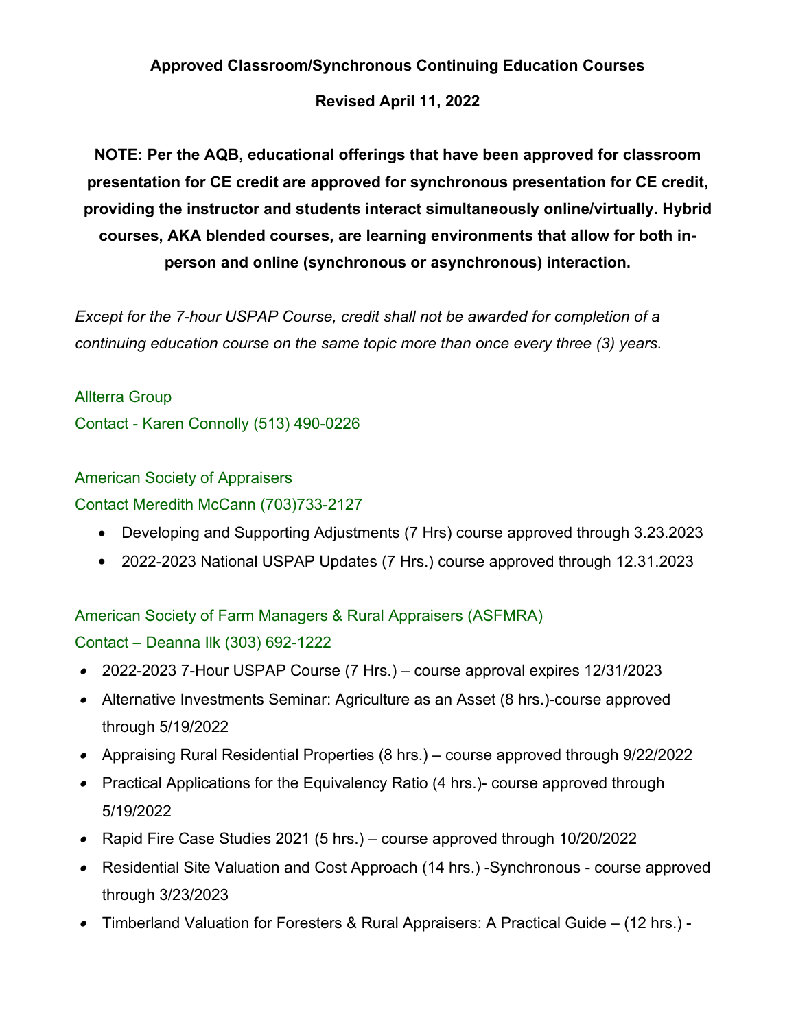**Approved Classroom/Synchronous Continuing Education Courses**

**Revised April 11, 2022**

**NOTE: Per the AQB, educational offerings that have been approved for classroom presentation for CE credit are approved for synchronous presentation for CE credit, providing the instructor and students interact simultaneously online/virtually. Hybrid courses, AKA blended courses, are learning environments that allow for both in-person and online (synchronous or asynchronous) interaction.**

*Except for the 7-hour USPAP Course, credit shall not be awarded for completion of a continuing education course on the same topic more than once every three (3) years.*

Allterra Group
Contact - Karen Connolly (513) 490-0226

American Society of Appraisers
Contact Meredith McCann (703)733-2127

- Developing and Supporting Adjustments (7 Hrs) course approved through 3.23.2023
- 2022-2023 National USPAP Updates (7 Hrs.) course approved through 12.31.2023

American Society of Farm Managers & Rural Appraisers (ASFMRA)
Contact – Deanna Ilk (303) 692-1222

- 2022-2023 7-Hour USPAP Course (7 Hrs.) – course approval expires 12/31/2023
- Alternative Investments Seminar: Agriculture as an Asset (8 hrs.)-course approved through 5/19/2022
- Appraising Rural Residential Properties (8 hrs.) – course approved through 9/22/2022
- Practical Applications for the Equivalency Ratio (4 hrs.)- course approved through 5/19/2022
- Rapid Fire Case Studies 2021 (5 hrs.) – course approved through 10/20/2022
- Residential Site Valuation and Cost Approach (14 hrs.) -Synchronous - course approved through 3/23/2023
- Timberland Valuation for Foresters & Rural Appraisers: A Practical Guide – (12 hrs.) -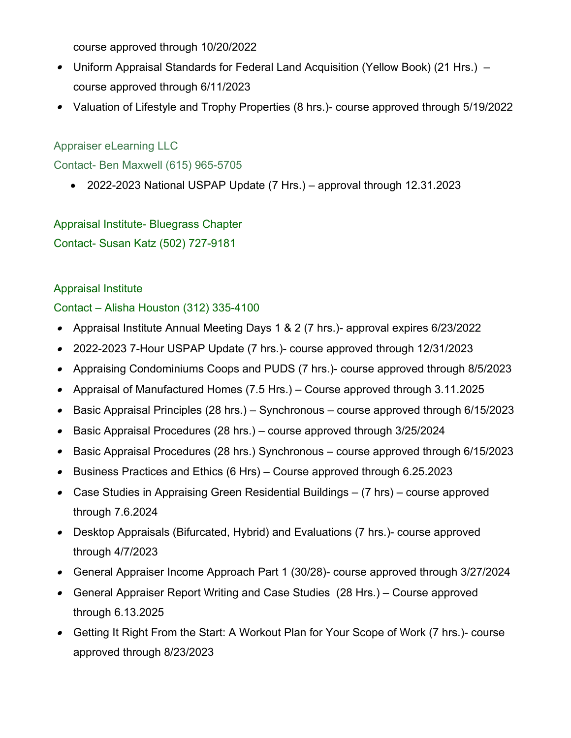course approved through 10/20/2022

- Uniform Appraisal Standards for Federal Land Acquisition (Yellow Book) (21 Hrs.) – course approved through 6/11/2023
- Valuation of Lifestyle and Trophy Properties (8 hrs.)- course approved through 5/19/2022

Appraiser eLearning LLC

Contact- Ben Maxwell (615) 965-5705

- 2022-2023 National USPAP Update (7 Hrs.) – approval through 12.31.2023

Appraisal Institute- Bluegrass Chapter

Contact- Susan Katz (502) 727-9181

Appraisal Institute

Contact – Alisha Houston (312) 335-4100

- Appraisal Institute Annual Meeting Days 1 & 2 (7 hrs.)- approval expires 6/23/2022
- 2022-2023 7-Hour USPAP Update (7 hrs.)- course approved through 12/31/2023
- Appraising Condominiums Coops and PUDS (7 hrs.)- course approved through 8/5/2023
- Appraisal of Manufactured Homes (7.5 Hrs.) – Course approved through 3.11.2025
- Basic Appraisal Principles (28 hrs.) – Synchronous – course approved through 6/15/2023
- Basic Appraisal Procedures (28 hrs.) – course approved through 3/25/2024
- Basic Appraisal Procedures (28 hrs.) Synchronous – course approved through 6/15/2023
- Business Practices and Ethics (6 Hrs) – Course approved through 6.25.2023
- Case Studies in Appraising Green Residential Buildings – (7 hrs) – course approved through 7.6.2024
- Desktop Appraisals (Bifurcated, Hybrid) and Evaluations (7 hrs.)- course approved through 4/7/2023
- General Appraiser Income Approach Part 1 (30/28)- course approved through 3/27/2024
- General Appraiser Report Writing and Case Studies (28 Hrs.) – Course approved through 6.13.2025
- Getting It Right From the Start: A Workout Plan for Your Scope of Work (7 hrs.)- course approved through 8/23/2023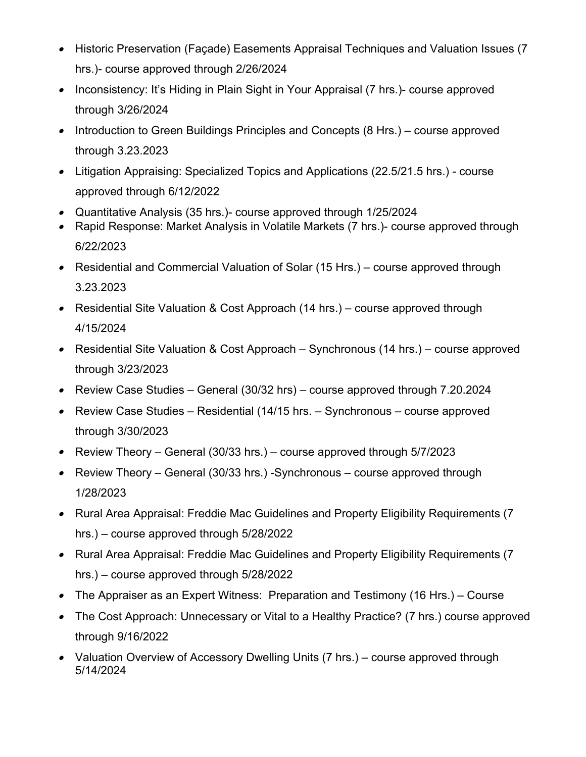- Historic Preservation (Façade) Easements Appraisal Techniques and Valuation Issues (7 hrs.)- course approved through 2/26/2024
- Inconsistency: It's Hiding in Plain Sight in Your Appraisal (7 hrs.)- course approved through 3/26/2024
- Introduction to Green Buildings Principles and Concepts (8 Hrs.) – course approved through 3.23.2023
- Litigation Appraising: Specialized Topics and Applications (22.5/21.5 hrs.) - course approved through 6/12/2022
- Quantitative Analysis (35 hrs.)- course approved through 1/25/2024
- Rapid Response: Market Analysis in Volatile Markets (7 hrs.)- course approved through 6/22/2023
- Residential and Commercial Valuation of Solar (15 Hrs.) – course approved through 3.23.2023
- Residential Site Valuation & Cost Approach (14 hrs.) – course approved through 4/15/2024
- Residential Site Valuation & Cost Approach – Synchronous (14 hrs.) – course approved through 3/23/2023
- Review Case Studies – General (30/32 hrs) – course approved through 7.20.2024
- Review Case Studies – Residential (14/15 hrs. – Synchronous – course approved through 3/30/2023
- Review Theory – General (30/33 hrs.) – course approved through 5/7/2023
- Review Theory – General (30/33 hrs.) -Synchronous – course approved through 1/28/2023
- Rural Area Appraisal: Freddie Mac Guidelines and Property Eligibility Requirements (7 hrs.) – course approved through 5/28/2022
- Rural Area Appraisal: Freddie Mac Guidelines and Property Eligibility Requirements (7 hrs.) – course approved through 5/28/2022
- The Appraiser as an Expert Witness: Preparation and Testimony (16 Hrs.) – Course
- The Cost Approach: Unnecessary or Vital to a Healthy Practice? (7 hrs.) course approved through 9/16/2022
- Valuation Overview of Accessory Dwelling Units (7 hrs.) – course approved through 5/14/2024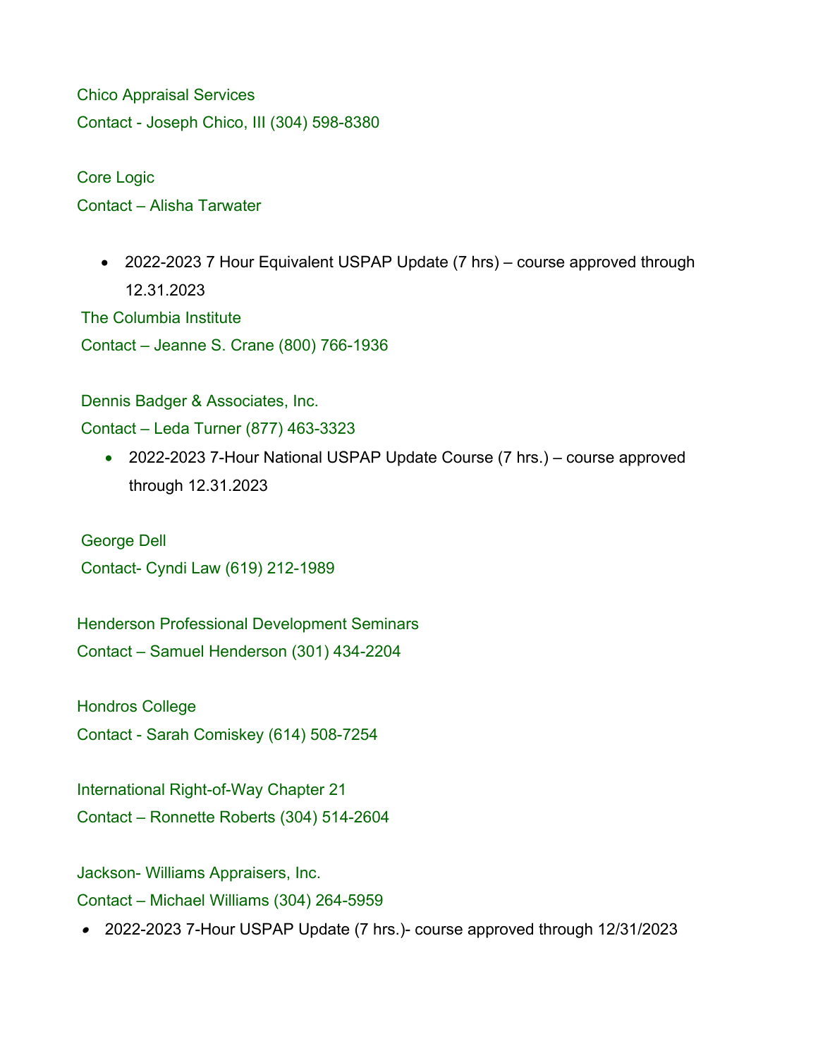Chico Appraisal Services

Contact - Joseph Chico, III (304) 598-8380

Core Logic

Contact – Alisha Tarwater

- 2022-2023 7 Hour Equivalent USPAP Update (7 hrs) – course approved through 12.31.2023

The Columbia Institute

Contact – Jeanne S. Crane (800) 766-1936

Dennis Badger & Associates, Inc.

Contact – Leda Turner (877) 463-3323

- 2022-2023 7-Hour National USPAP Update Course (7 hrs.) – course approved through 12.31.2023

George Dell

Contact- Cyndi Law (619) 212-1989

Henderson Professional Development Seminars

Contact – Samuel Henderson (301) 434-2204

Hondros College

Contact - Sarah Comiskey (614) 508-7254

International Right-of-Way Chapter 21

Contact – Ronnette Roberts (304) 514-2604

Jackson- Williams Appraisers, Inc.

Contact – Michael Williams (304) 264-5959

- 2022-2023 7-Hour USPAP Update (7 hrs.)- course approved through 12/31/2023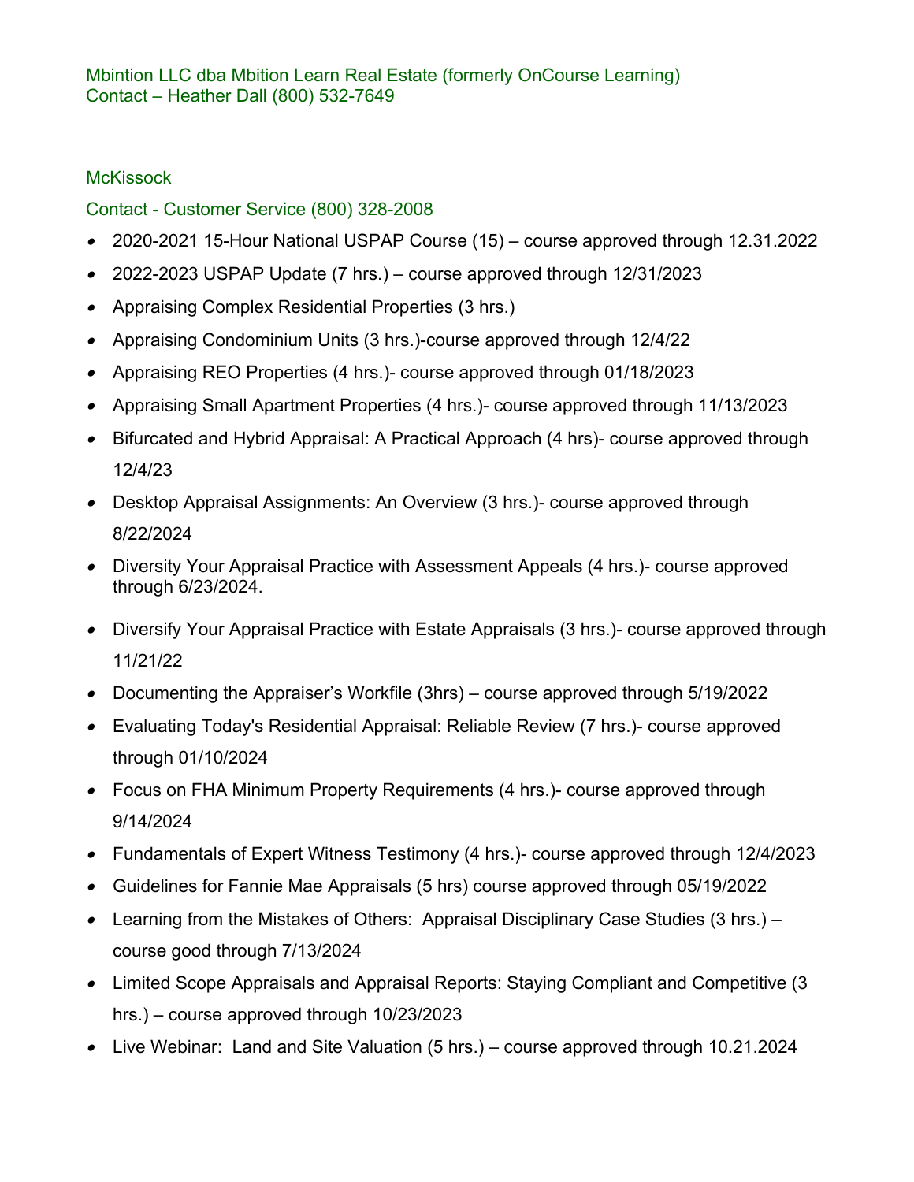Mbintion LLC dba Mbition Learn Real Estate (formerly OnCourse Learning)
Contact – Heather Dall (800) 532-7649

McKissock

Contact - Customer Service (800) 328-2008

- 2020-2021 15-Hour National USPAP Course (15) – course approved through 12.31.2022
- 2022-2023 USPAP Update (7 hrs.) – course approved through 12/31/2023
- Appraising Complex Residential Properties (3 hrs.)
- Appraising Condominium Units (3 hrs.)-course approved through 12/4/22
- Appraising REO Properties (4 hrs.)- course approved through 01/18/2023
- Appraising Small Apartment Properties (4 hrs.)- course approved through 11/13/2023
- Bifurcated and Hybrid Appraisal: A Practical Approach (4 hrs)- course approved through 12/4/23
- Desktop Appraisal Assignments: An Overview (3 hrs.)- course approved through 8/22/2024
- Diversity Your Appraisal Practice with Assessment Appeals (4 hrs.)- course approved through 6/23/2024.
- Diversify Your Appraisal Practice with Estate Appraisals (3 hrs.)- course approved through 11/21/22
- Documenting the Appraiser's Workfile (3hrs) – course approved through 5/19/2022
- Evaluating Today's Residential Appraisal: Reliable Review (7 hrs.)- course approved through 01/10/2024
- Focus on FHA Minimum Property Requirements (4 hrs.)- course approved through 9/14/2024
- Fundamentals of Expert Witness Testimony (4 hrs.)- course approved through 12/4/2023
- Guidelines for Fannie Mae Appraisals (5 hrs) course approved through 05/19/2022
- Learning from the Mistakes of Others: Appraisal Disciplinary Case Studies (3 hrs.) – course good through 7/13/2024
- Limited Scope Appraisals and Appraisal Reports: Staying Compliant and Competitive (3 hrs.) – course approved through 10/23/2023
- Live Webinar: Land and Site Valuation (5 hrs.) – course approved through 10.21.2024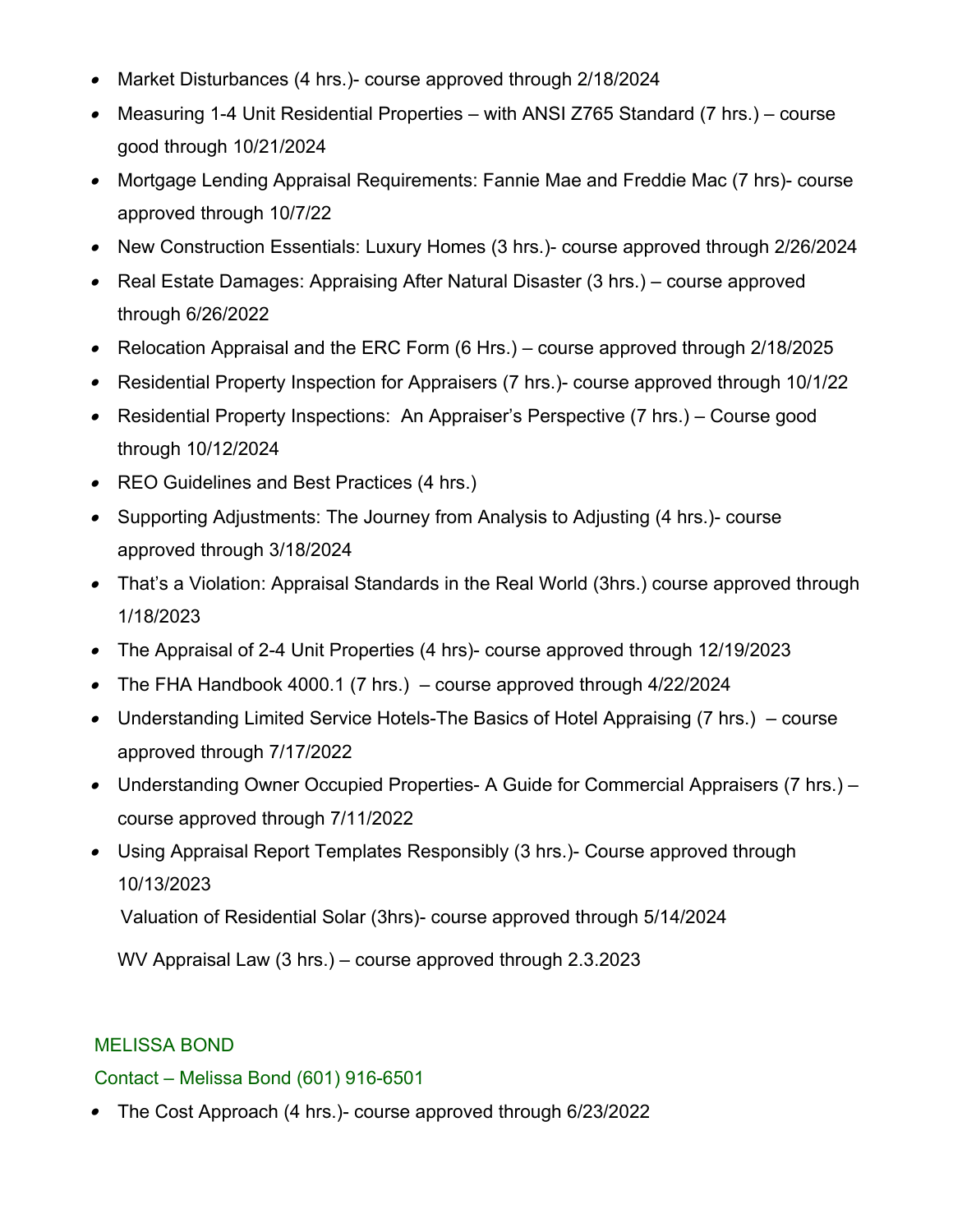- Market Disturbances (4 hrs.)- course approved through 2/18/2024
- Measuring 1-4 Unit Residential Properties – with ANSI Z765 Standard (7 hrs.) – course good through 10/21/2024
- Mortgage Lending Appraisal Requirements: Fannie Mae and Freddie Mac (7 hrs)- course approved through 10/7/22
- New Construction Essentials: Luxury Homes (3 hrs.)- course approved through 2/26/2024
- Real Estate Damages: Appraising After Natural Disaster (3 hrs.) – course approved through 6/26/2022
- Relocation Appraisal and the ERC Form (6 Hrs.) – course approved through 2/18/2025
- Residential Property Inspection for Appraisers (7 hrs.)- course approved through 10/1/22
- Residential Property Inspections: An Appraiser's Perspective (7 hrs.) – Course good through 10/12/2024
- REO Guidelines and Best Practices (4 hrs.)
- Supporting Adjustments: The Journey from Analysis to Adjusting (4 hrs.)- course approved through 3/18/2024
- That's a Violation: Appraisal Standards in the Real World (3hrs.) course approved through 1/18/2023
- The Appraisal of 2-4 Unit Properties (4 hrs)- course approved through 12/19/2023
- The FHA Handbook 4000.1 (7 hrs.) – course approved through 4/22/2024
- Understanding Limited Service Hotels-The Basics of Hotel Appraising (7 hrs.) – course approved through 7/17/2022
- Understanding Owner Occupied Properties- A Guide for Commercial Appraisers (7 hrs.) – course approved through 7/11/2022
- Using Appraisal Report Templates Responsibly (3 hrs.)- Course approved through 10/13/2023

Valuation of Residential Solar (3hrs)- course approved through 5/14/2024

WV Appraisal Law (3 hrs.) – course approved through 2.3.2023

MELISSA BOND

Contact – Melissa Bond (601) 916-6501

- The Cost Approach (4 hrs.)- course approved through 6/23/2022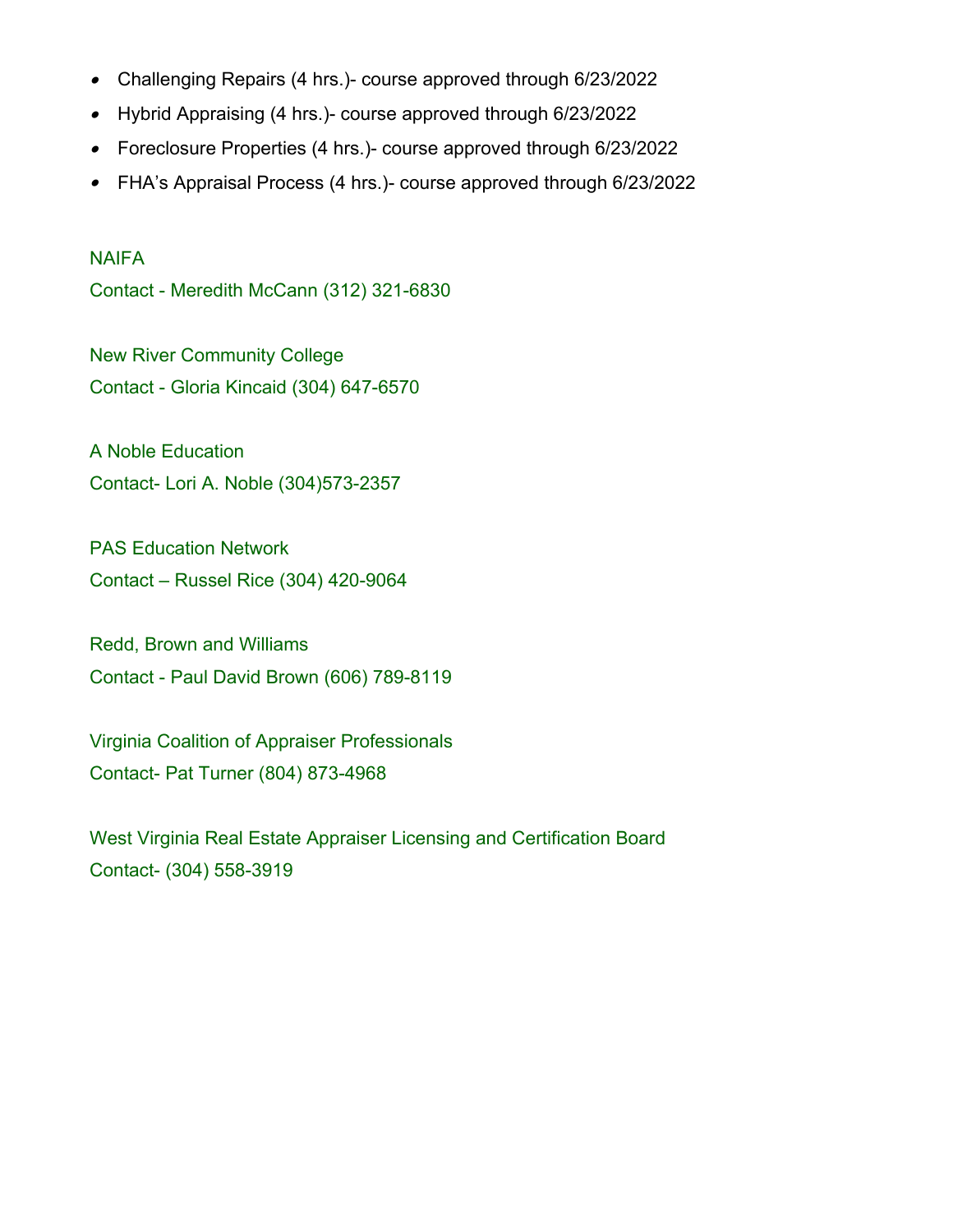- Challenging Repairs (4 hrs.)- course approved through 6/23/2022
- Hybrid Appraising (4 hrs.)- course approved through 6/23/2022
- Foreclosure Properties (4 hrs.)- course approved through 6/23/2022
- FHA's Appraisal Process (4 hrs.)- course approved through 6/23/2022

NAIFA
Contact - Meredith McCann (312) 321-6830

New River Community College
Contact - Gloria Kincaid (304) 647-6570

A Noble Education
Contact- Lori A. Noble (304)573-2357

PAS Education Network
Contact – Russel Rice (304) 420-9064

Redd, Brown and Williams
Contact - Paul David Brown (606) 789-8119

Virginia Coalition of Appraiser Professionals
Contact- Pat Turner (804) 873-4968

West Virginia Real Estate Appraiser Licensing and Certification Board
Contact- (304) 558-3919